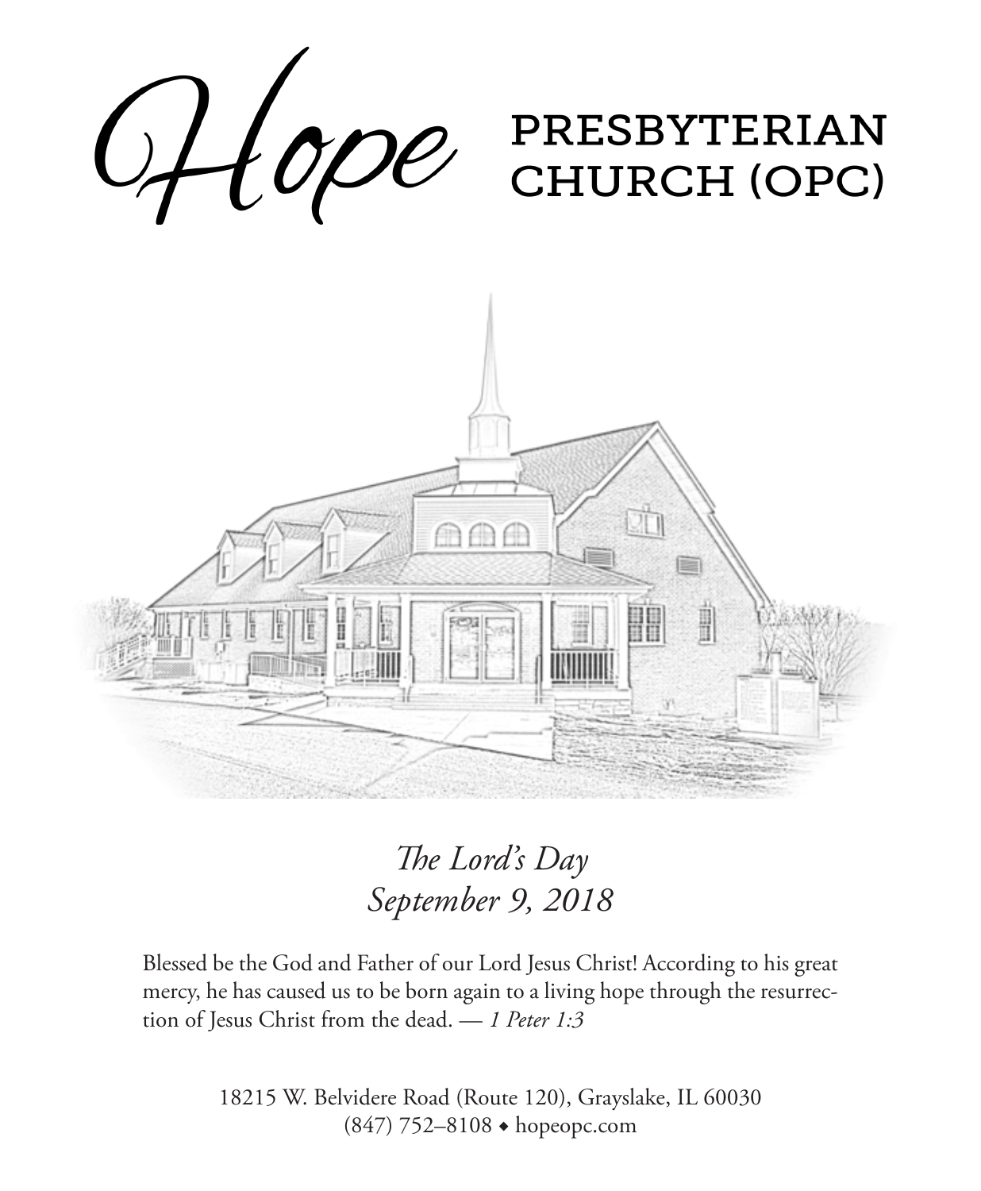# Hope PRESBYTERIAN CHURCH (OPC)

*The Lord's Day*
*September 9, 2018*

Blessed be the God and Father of our Lord Jesus Christ! According to his great mercy, he has caused us to be born again to a living hope through the resurrection of Jesus Christ from the dead. — *1 Peter 1:3*

18215 W. Belvidere Road (Route 120), Grayslake, IL 60030
(847) 752–8108 ◆ hopeopc.com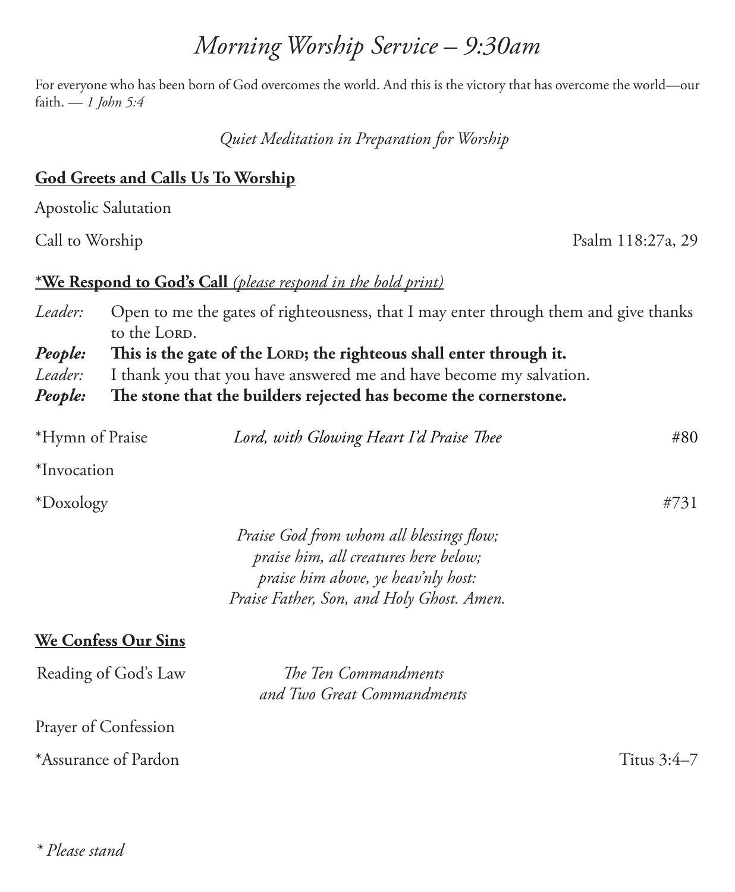# *Morning Worship Service – 9:30am*

For everyone who has been born of God overcomes the world. And this is the victory that has overcome the world—our faith. — *1 John 5:4*

*Quiet Meditation in Preparation for Worship*

## God Greets and Calls Us To Worship

Apostolic Salutation

Call to Worship — Psalm 118:27a, 29

## *We Respond to God's Call *(please respond in the bold print)*

*Leader:* Open to me the gates of righteousness, that I may enter through them and give thanks to the LORD.

***People:*** **This is the gate of the LORD; the righteous shall enter through it.**

*Leader:* I thank you that you have answered me and have become my salvation.

***People:*** **The stone that the builders rejected has become the cornerstone.**

*Hymn of Praise — *Lord, with Glowing Heart I'd Praise Thee* — #80

*Invocation

*Doxology — #731

*Praise God from whom all blessings flow;*
*praise him, all creatures here below;*
*praise him above, ye heav'nly host:*
*Praise Father, Son, and Holy Ghost. Amen.*

## We Confess Our Sins

Reading of God's Law — *The Ten Commandments and Two Great Commandments*

Prayer of Confession

*Assurance of Pardon — Titus 3:4–7

*\* Please stand*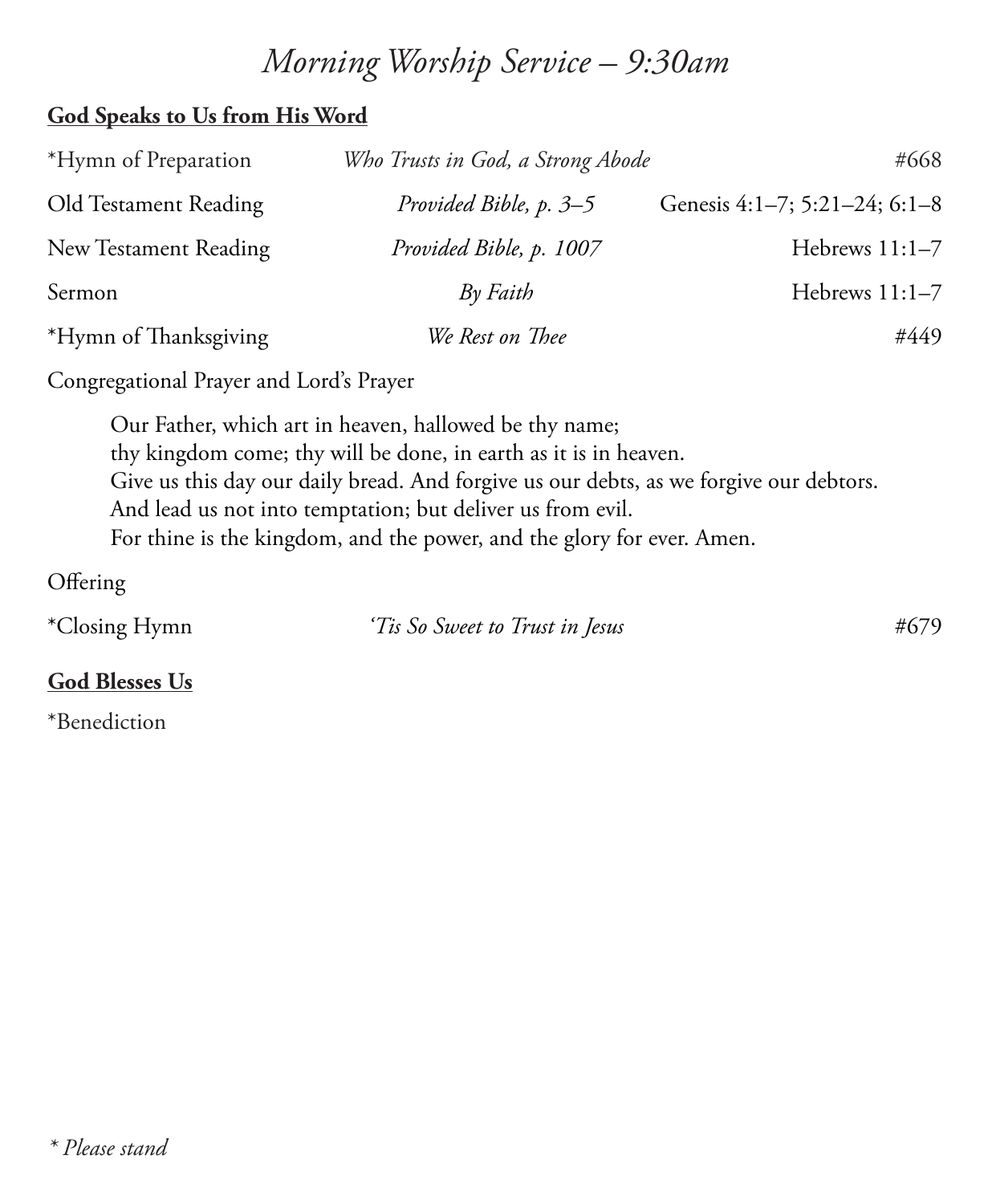# *Morning Worship Service – 9:30am*

**God Speaks to Us from His Word**

| | | |
|---|---|---|
| *Hymn of Preparation | *Who Trusts in God, a Strong Abode* | #668 |
| Old Testament Reading | *Provided Bible, p. 3–5* | Genesis 4:1–7; 5:21–24; 6:1–8 |
| New Testament Reading | *Provided Bible, p. 1007* | Hebrews 11:1–7 |
| Sermon | *By Faith* | Hebrews 11:1–7 |
| *Hymn of Thanksgiving | *We Rest on Thee* | #449 |

Congregational Prayer and Lord's Prayer

> Our Father, which art in heaven, hallowed be thy name;
> thy kingdom come; thy will be done, in earth as it is in heaven.
> Give us this day our daily bread. And forgive us our debts, as we forgive our debtors.
> And lead us not into temptation; but deliver us from evil.
> For thine is the kingdom, and the power, and the glory for ever. Amen.

Offering

| | | |
|---|---|---|
| *Closing Hymn | *'Tis So Sweet to Trust in Jesus* | #679 |

**God Blesses Us**

*Benediction

*\* Please stand*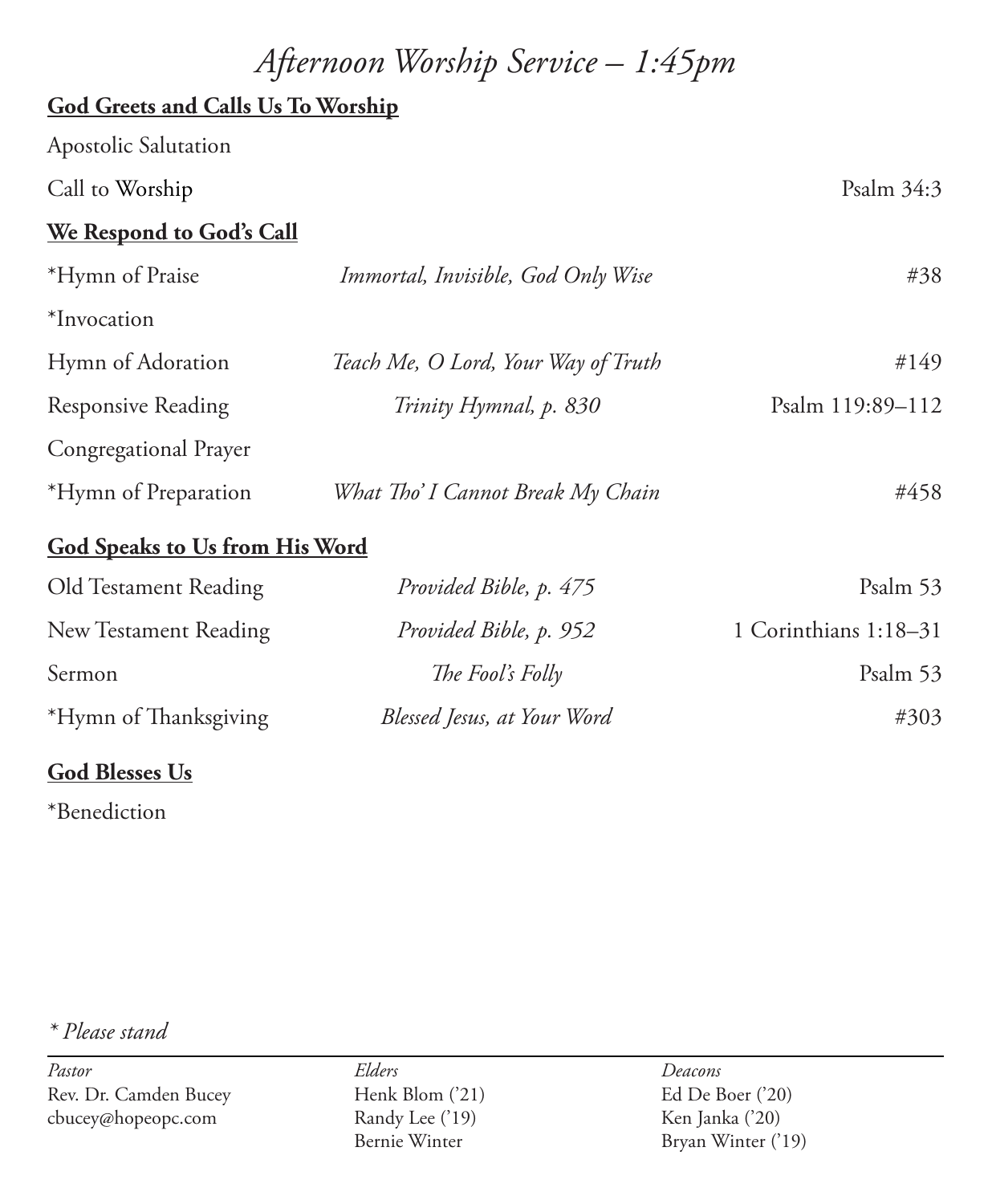# *Afternoon Worship Service – 1:45pm*

**God Greets and Calls Us To Worship**

| | | |
|---|---|---|
| Apostolic Salutation | | |
| Call to Worship | | Psalm 34:3 |

**We Respond to God's Call**

| | | |
|---|---|---|
| *Hymn of Praise | *Immortal, Invisible, God Only Wise* | #38 |
| *Invocation | | |
| Hymn of Adoration | *Teach Me, O Lord, Your Way of Truth* | #149 |
| Responsive Reading | *Trinity Hymnal, p. 830* | Psalm 119:89–112 |
| Congregational Prayer | | |
| *Hymn of Preparation | *What Tho' I Cannot Break My Chain* | #458 |

**God Speaks to Us from His Word**

| | | |
|---|---|---|
| Old Testament Reading | *Provided Bible, p. 475* | Psalm 53 |
| New Testament Reading | *Provided Bible, p. 952* | 1 Corinthians 1:18–31 |
| Sermon | *The Fool's Folly* | Psalm 53 |
| *Hymn of Thanksgiving | *Blessed Jesus, at Your Word* | #303 |

**God Blesses Us**

*Benediction

*\* Please stand*

---

*Pastor*
Rev. Dr. Camden Bucey
cbucey@hopeopc.com

*Elders*
Henk Blom ('21)
Randy Lee ('19)
Bernie Winter

*Deacons*
Ed De Boer ('20)
Ken Janka ('20)
Bryan Winter ('19)